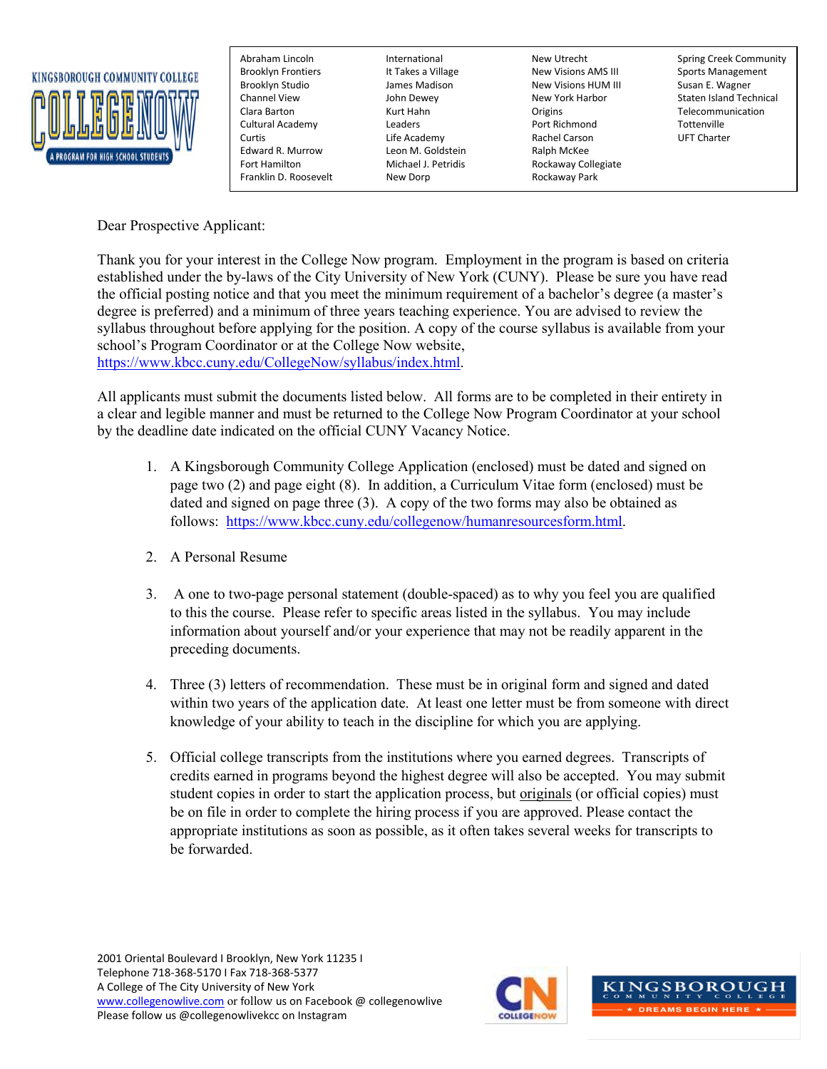| | | | |
|---|---|---|---|
| Abraham Lincoln | International | New Utrecht | Spring Creek Community |
| Brooklyn Frontiers | It Takes a Village | New Visions AMS III | Sports Management |
| Brooklyn Studio | James Madison | New Visions HUM III | Susan E. Wagner |
| Channel View | John Dewey | New York Harbor | Staten Island Technical |
| Clara Barton | Kurt Hahn | Origins | Telecommunication |
| Cultural Academy | Leaders | Port Richmond | Tottenville |
| Curtis | Life Academy | Rachel Carson | UFT Charter |
| Edward R. Murrow | Leon M. Goldstein | Ralph McKee | |
| Fort Hamilton | Michael J. Petridis | Rockaway Collegiate | |
| Franklin D. Roosevelt | New Dorp | Rockaway Park | |

Dear Prospective Applicant:

Thank you for your interest in the College Now program. Employment in the program is based on criteria established under the by-laws of the City University of New York (CUNY). Please be sure you have read the official posting notice and that you meet the minimum requirement of a bachelor's degree (a master's degree is preferred) and a minimum of three years teaching experience. You are advised to review the syllabus throughout before applying for the position. A copy of the course syllabus is available from your school's Program Coordinator or at the College Now website, https://www.kbcc.cuny.edu/CollegeNow/syllabus/index.html.

All applicants must submit the documents listed below. All forms are to be completed in their entirety in a clear and legible manner and must be returned to the College Now Program Coordinator at your school by the deadline date indicated on the official CUNY Vacancy Notice.

1. A Kingsborough Community College Application (enclosed) must be dated and signed on page two (2) and page eight (8). In addition, a Curriculum Vitae form (enclosed) must be dated and signed on page three (3). A copy of the two forms may also be obtained as follows: https://www.kbcc.cuny.edu/collegenow/humanresourcesform.html.

2. A Personal Resume

3. A one to two-page personal statement (double-spaced) as to why you feel you are qualified to this the course. Please refer to specific areas listed in the syllabus. You may include information about yourself and/or your experience that may not be readily apparent in the preceding documents.

4. Three (3) letters of recommendation. These must be in original form and signed and dated within two years of the application date. At least one letter must be from someone with direct knowledge of your ability to teach in the discipline for which you are applying.

5. Official college transcripts from the institutions where you earned degrees. Transcripts of credits earned in programs beyond the highest degree will also be accepted. You may submit student copies in order to start the application process, but originals (or official copies) must be on file in order to complete the hiring process if you are approved. Please contact the appropriate institutions as soon as possible, as it often takes several weeks for transcripts to be forwarded.

2001 Oriental Boulevard I Brooklyn, New York 11235 I
Telephone 718-368-5170 I Fax 718-368-5377
A College of The City University of New York
www.collegenowlive.com or follow us on Facebook @ collegenowlive
Please follow us @collegenowlivekcc on Instagram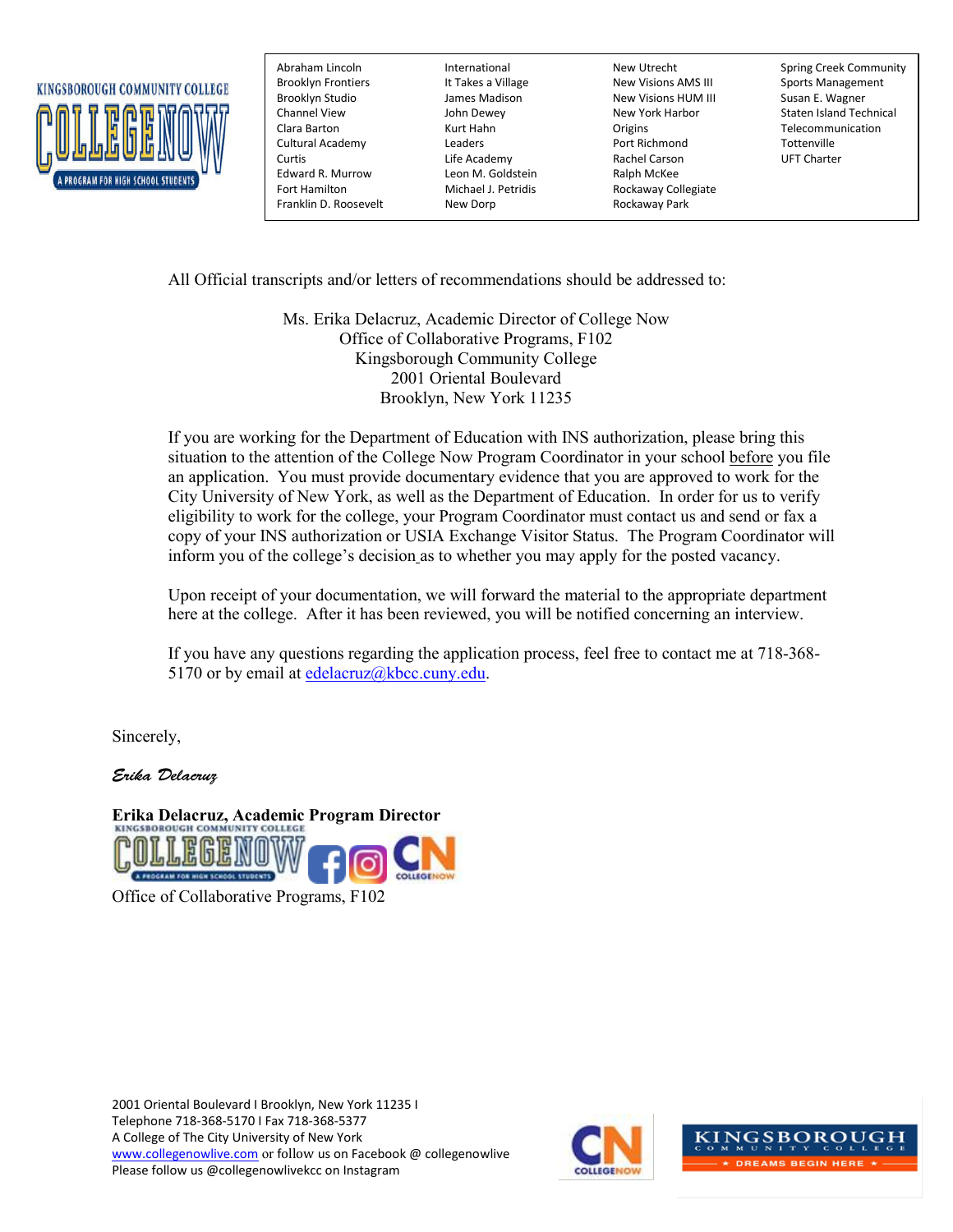| | | | |
|---|---|---|---|
| Abraham Lincoln | International | New Utrecht | Spring Creek Community |
| Brooklyn Frontiers | It Takes a Village | New Visions AMS III | Sports Management |
| Brooklyn Studio | James Madison | New Visions HUM III | Susan E. Wagner |
| Channel View | John Dewey | New York Harbor | Staten Island Technical |
| Clara Barton | Kurt Hahn | Origins | Telecommunication |
| Cultural Academy | Leaders | Port Richmond | Tottenville |
| Curtis | Life Academy | Rachel Carson | UFT Charter |
| Edward R. Murrow | Leon M. Goldstein | Ralph McKee | |
| Fort Hamilton | Michael J. Petridis | Rockaway Collegiate | |
| Franklin D. Roosevelt | New Dorp | Rockaway Park | |

All Official transcripts and/or letters of recommendations should be addressed to:

Ms. Erika Delacruz, Academic Director of College Now
Office of Collaborative Programs, F102
Kingsborough Community College
2001 Oriental Boulevard
Brooklyn, New York 11235

If you are working for the Department of Education with INS authorization, please bring this situation to the attention of the College Now Program Coordinator in your school before you file an application. You must provide documentary evidence that you are approved to work for the City University of New York, as well as the Department of Education. In order for us to verify eligibility to work for the college, your Program Coordinator must contact us and send or fax a copy of your INS authorization or USIA Exchange Visitor Status. The Program Coordinator will inform you of the college's decision as to whether you may apply for the posted vacancy.

Upon receipt of your documentation, we will forward the material to the appropriate department here at the college. After it has been reviewed, you will be notified concerning an interview.

If you have any questions regarding the application process, feel free to contact me at 718-368-5170 or by email at edelacruz@kbcc.cuny.edu.

Sincerely,

*Erika Delacruz*

**Erika Delacruz, Academic Program Director**

Office of Collaborative Programs, F102

2001 Oriental Boulevard I Brooklyn, New York 11235 I
Telephone 718-368-5170 I Fax 718-368-5377
A College of The City University of New York
www.collegenowlive.com or follow us on Facebook @ collegenowlive
Please follow us @collegenowlivekcc on Instagram